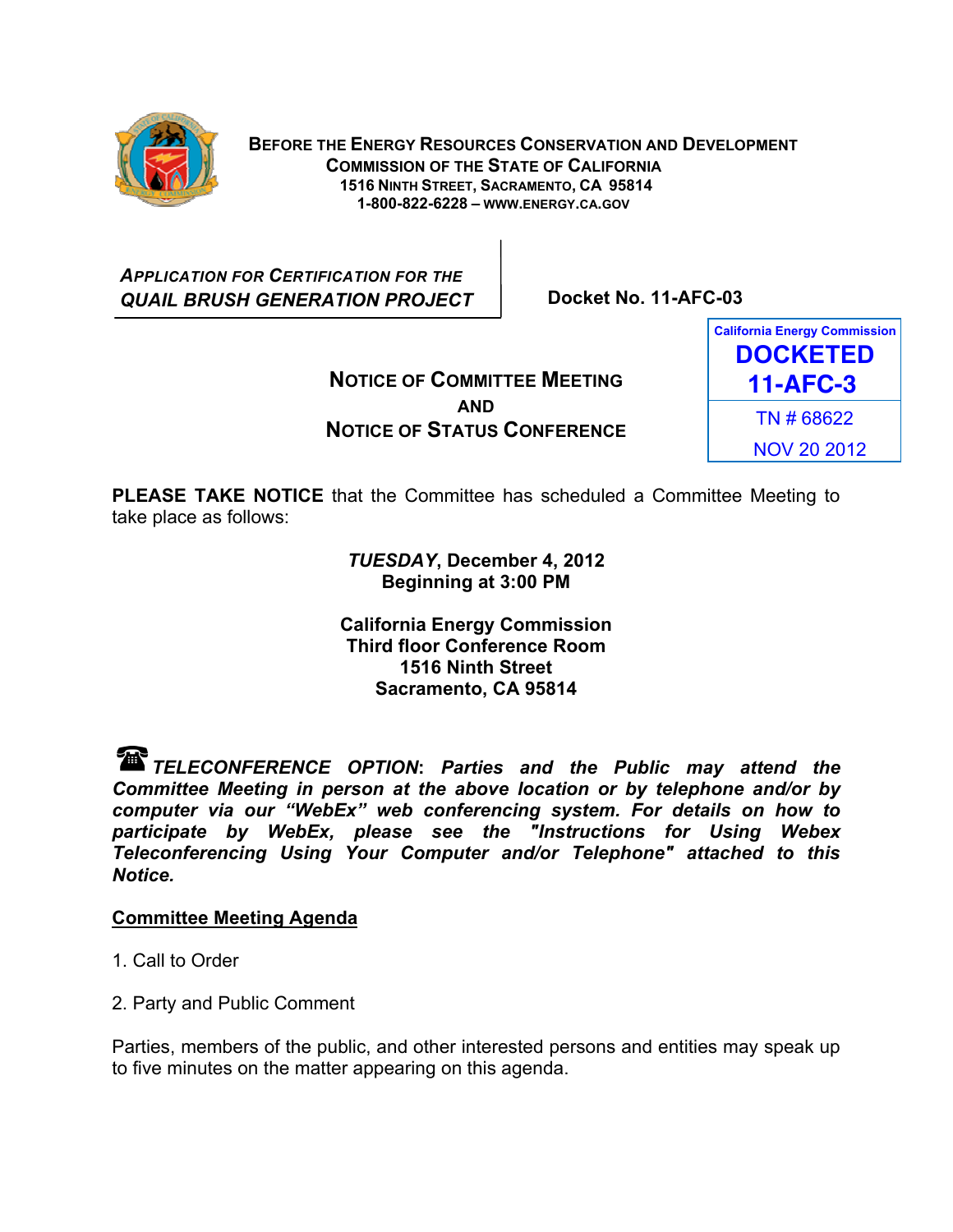**BEFORE THE ENERGY RESOURCES CONSERVATION AND DEVELOPMENT COMMISSION OF THE STATE OF CALIFORNIA**
**1516 NINTH STREET, SACRAMENTO, CA 95814**
**1-800-822-6228 – WWW.ENERGY.CA.GOV**

***APPLICATION FOR CERTIFICATION FOR THE QUAIL BRUSH GENERATION PROJECT***

**Docket No. 11-AFC-03**

California Energy Commission
**DOCKETED**
**11-AFC-3**
TN # 68622
NOV 20 2012

## NOTICE OF COMMITTEE MEETING AND NOTICE OF STATUS CONFERENCE

**PLEASE TAKE NOTICE** that the Committee has scheduled a Committee Meeting to take place as follows:

***TUESDAY*, December 4, 2012**
**Beginning at 3:00 PM**

**California Energy Commission**
**Third floor Conference Room**
**1516 Ninth Street**
**Sacramento, CA 95814**

***TELECONFERENCE OPTION*: *Parties and the Public may attend the Committee Meeting in person at the above location or by telephone and/or by computer via our "WebEx" web conferencing system. For details on how to participate by WebEx, please see the "Instructions for Using Webex Teleconferencing Using Your Computer and/or Telephone" attached to this Notice.***

**Committee Meeting Agenda**

1. Call to Order

2. Party and Public Comment

Parties, members of the public, and other interested persons and entities may speak up to five minutes on the matter appearing on this agenda.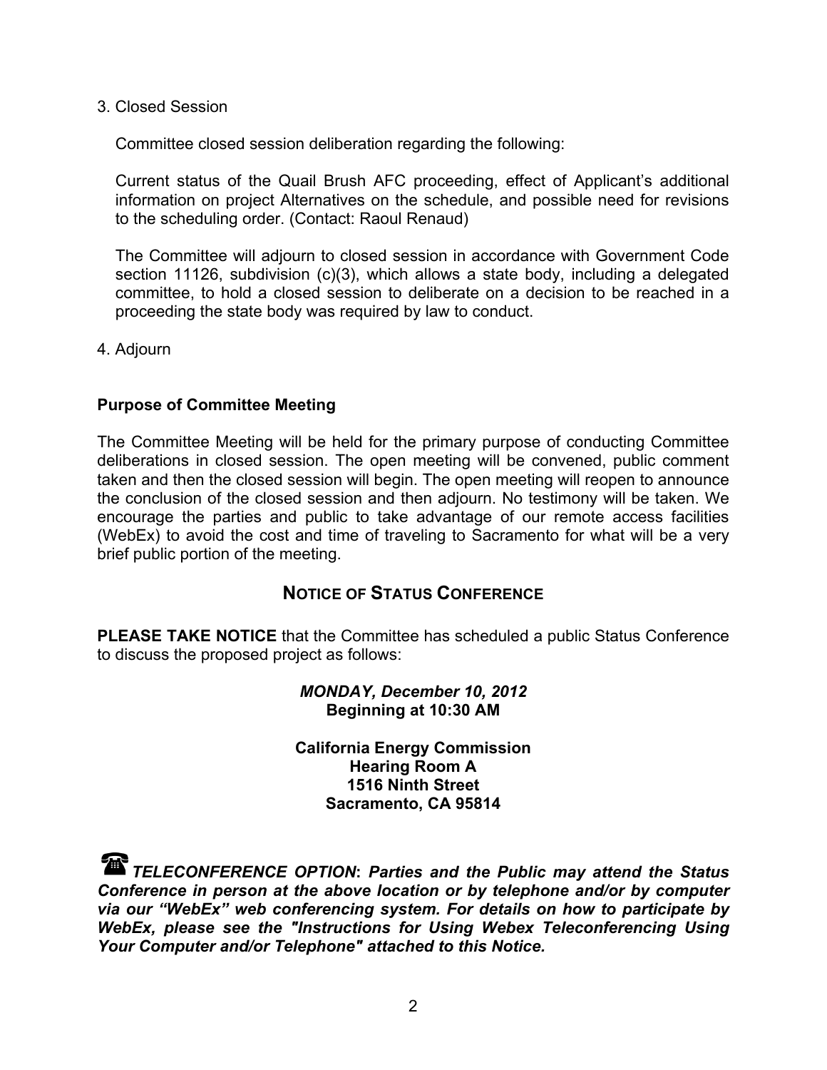3. Closed Session

   Committee closed session deliberation regarding the following:

   Current status of the Quail Brush AFC proceeding, effect of Applicant's additional information on project Alternatives on the schedule, and possible need for revisions to the scheduling order. (Contact: Raoul Renaud)

   The Committee will adjourn to closed session in accordance with Government Code section 11126, subdivision (c)(3), which allows a state body, including a delegated committee, to hold a closed session to deliberate on a decision to be reached in a proceeding the state body was required by law to conduct.

4. Adjourn

**Purpose of Committee Meeting**

The Committee Meeting will be held for the primary purpose of conducting Committee deliberations in closed session. The open meeting will be convened, public comment taken and then the closed session will begin. The open meeting will reopen to announce the conclusion of the closed session and then adjourn. No testimony will be taken. We encourage the parties and public to take advantage of our remote access facilities (WebEx) to avoid the cost and time of traveling to Sacramento for what will be a very brief public portion of the meeting.

## NOTICE OF STATUS CONFERENCE

**PLEASE TAKE NOTICE** that the Committee has scheduled a public Status Conference to discuss the proposed project as follows:

***MONDAY, December 10, 2012***
**Beginning at 10:30 AM**

**California Energy Commission**
**Hearing Room A**
**1516 Ninth Street**
**Sacramento, CA 95814**

☎ ***TELECONFERENCE OPTION: Parties and the Public may attend the Status Conference in person at the above location or by telephone and/or by computer via our "WebEx" web conferencing system. For details on how to participate by WebEx, please see the "Instructions for Using Webex Teleconferencing Using Your Computer and/or Telephone" attached to this Notice.***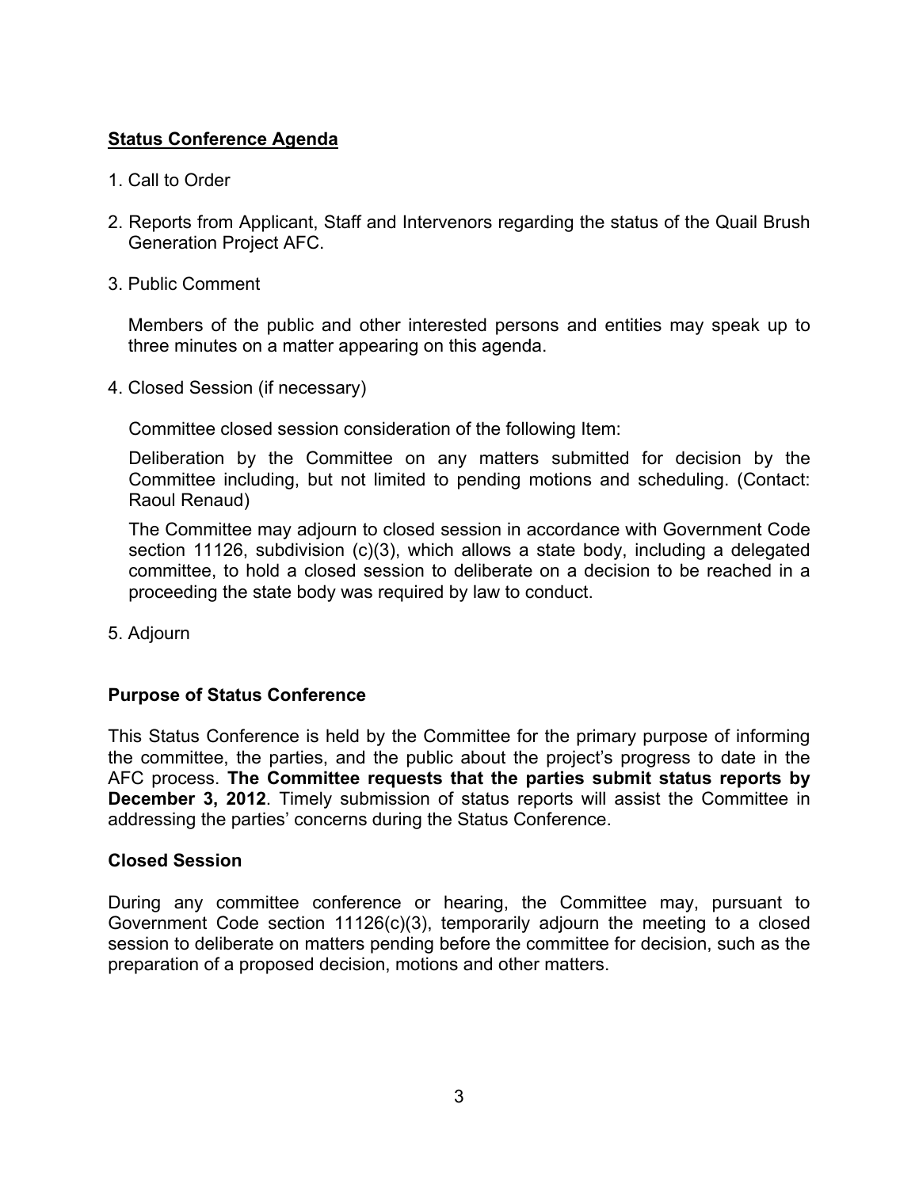## Status Conference Agenda

1. Call to Order

2. Reports from Applicant, Staff and Intervenors regarding the status of the Quail Brush Generation Project AFC.

3. Public Comment

   Members of the public and other interested persons and entities may speak up to three minutes on a matter appearing on this agenda.

4. Closed Session (if necessary)

   Committee closed session consideration of the following Item:

   Deliberation by the Committee on any matters submitted for decision by the Committee including, but not limited to pending motions and scheduling. (Contact: Raoul Renaud)

   The Committee may adjourn to closed session in accordance with Government Code section 11126, subdivision (c)(3), which allows a state body, including a delegated committee, to hold a closed session to deliberate on a decision to be reached in a proceeding the state body was required by law to conduct.

5. Adjourn

### Purpose of Status Conference

This Status Conference is held by the Committee for the primary purpose of informing the committee, the parties, and the public about the project's progress to date in the AFC process. **The Committee requests that the parties submit status reports by December 3, 2012**. Timely submission of status reports will assist the Committee in addressing the parties' concerns during the Status Conference.

### Closed Session

During any committee conference or hearing, the Committee may, pursuant to Government Code section 11126(c)(3), temporarily adjourn the meeting to a closed session to deliberate on matters pending before the committee for decision, such as the preparation of a proposed decision, motions and other matters.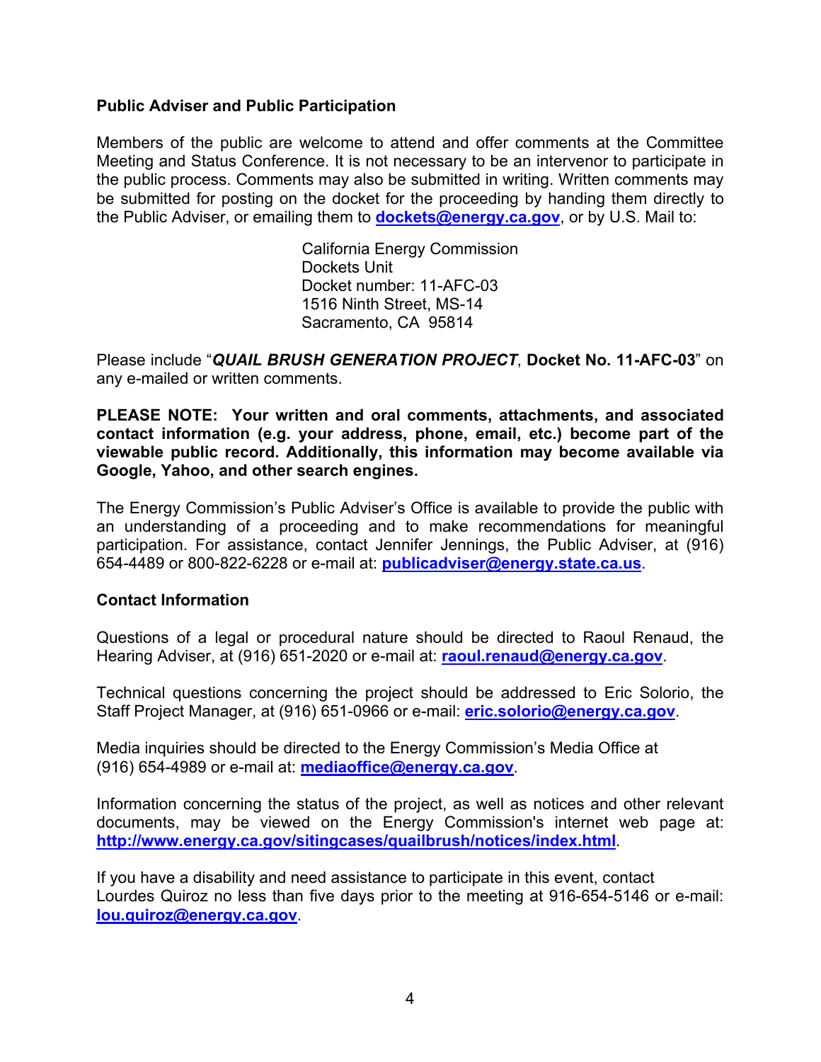**Public Adviser and Public Participation**

Members of the public are welcome to attend and offer comments at the Committee Meeting and Status Conference. It is not necessary to be an intervenor to participate in the public process. Comments may also be submitted in writing. Written comments may be submitted for posting on the docket for the proceeding by handing them directly to the Public Adviser, or emailing them to **dockets@energy.ca.gov**, or by U.S. Mail to:

California Energy Commission
Dockets Unit
Docket number: 11-AFC-03
1516 Ninth Street, MS-14
Sacramento, CA 95814

Please include "***QUAIL BRUSH GENERATION PROJECT***, **Docket No. 11-AFC-03**" on any e-mailed or written comments.

**PLEASE NOTE: Your written and oral comments, attachments, and associated contact information (e.g. your address, phone, email, etc.) become part of the viewable public record. Additionally, this information may become available via Google, Yahoo, and other search engines.**

The Energy Commission's Public Adviser's Office is available to provide the public with an understanding of a proceeding and to make recommendations for meaningful participation. For assistance, contact Jennifer Jennings, the Public Adviser, at (916) 654-4489 or 800-822-6228 or e-mail at: **publicadviser@energy.state.ca.us**.

**Contact Information**

Questions of a legal or procedural nature should be directed to Raoul Renaud, the Hearing Adviser, at (916) 651-2020 or e-mail at: **raoul.renaud@energy.ca.gov**.

Technical questions concerning the project should be addressed to Eric Solorio, the Staff Project Manager, at (916) 651-0966 or e-mail: **eric.solorio@energy.ca.gov**.

Media inquiries should be directed to the Energy Commission's Media Office at (916) 654-4989 or e-mail at: **mediaoffice@energy.ca.gov**.

Information concerning the status of the project, as well as notices and other relevant documents, may be viewed on the Energy Commission's internet web page at: **http://www.energy.ca.gov/sitingcases/quailbrush/notices/index.html**.

If you have a disability and need assistance to participate in this event, contact Lourdes Quiroz no less than five days prior to the meeting at 916-654-5146 or e-mail: **lou.quiroz@energy.ca.gov**.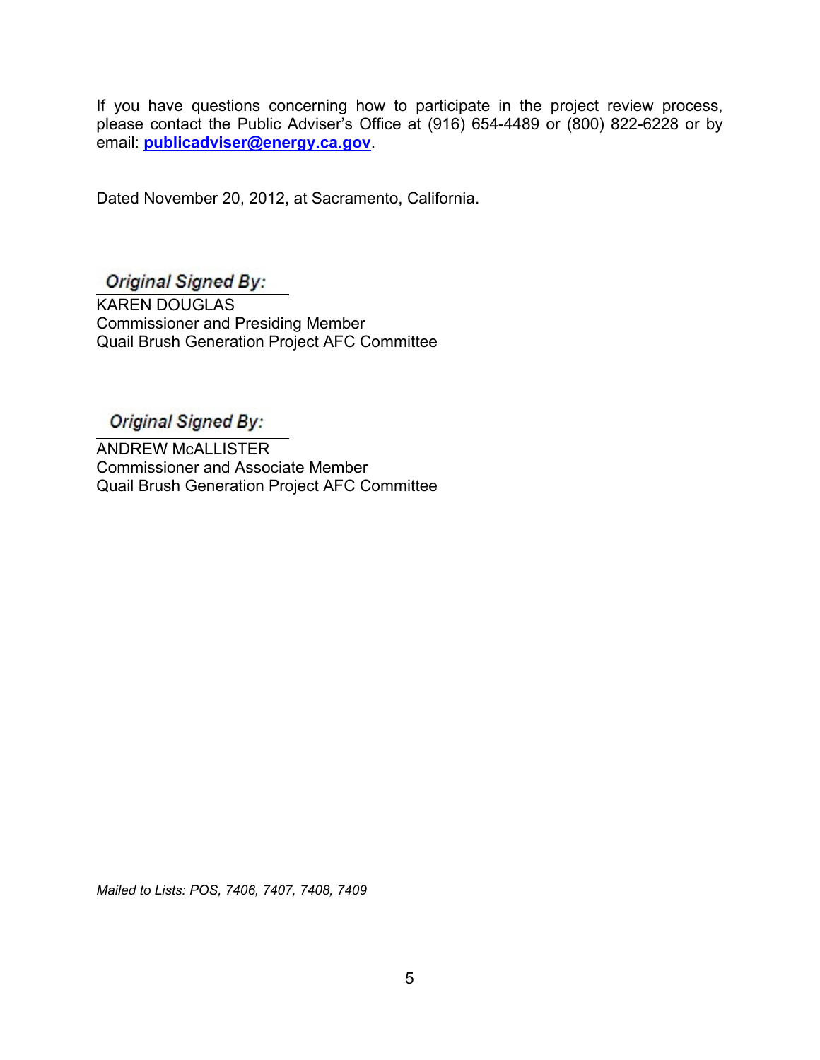If you have questions concerning how to participate in the project review process, please contact the Public Adviser's Office at (916) 654-4489 or (800) 822-6228 or by email: **publicadviser@energy.ca.gov**.

Dated November 20, 2012, at Sacramento, California.

*Original Signed By:*

KAREN DOUGLAS
Commissioner and Presiding Member
Quail Brush Generation Project AFC Committee

*Original Signed By:*

ANDREW McALLISTER
Commissioner and Associate Member
Quail Brush Generation Project AFC Committee

*Mailed to Lists: POS, 7406, 7407, 7408, 7409*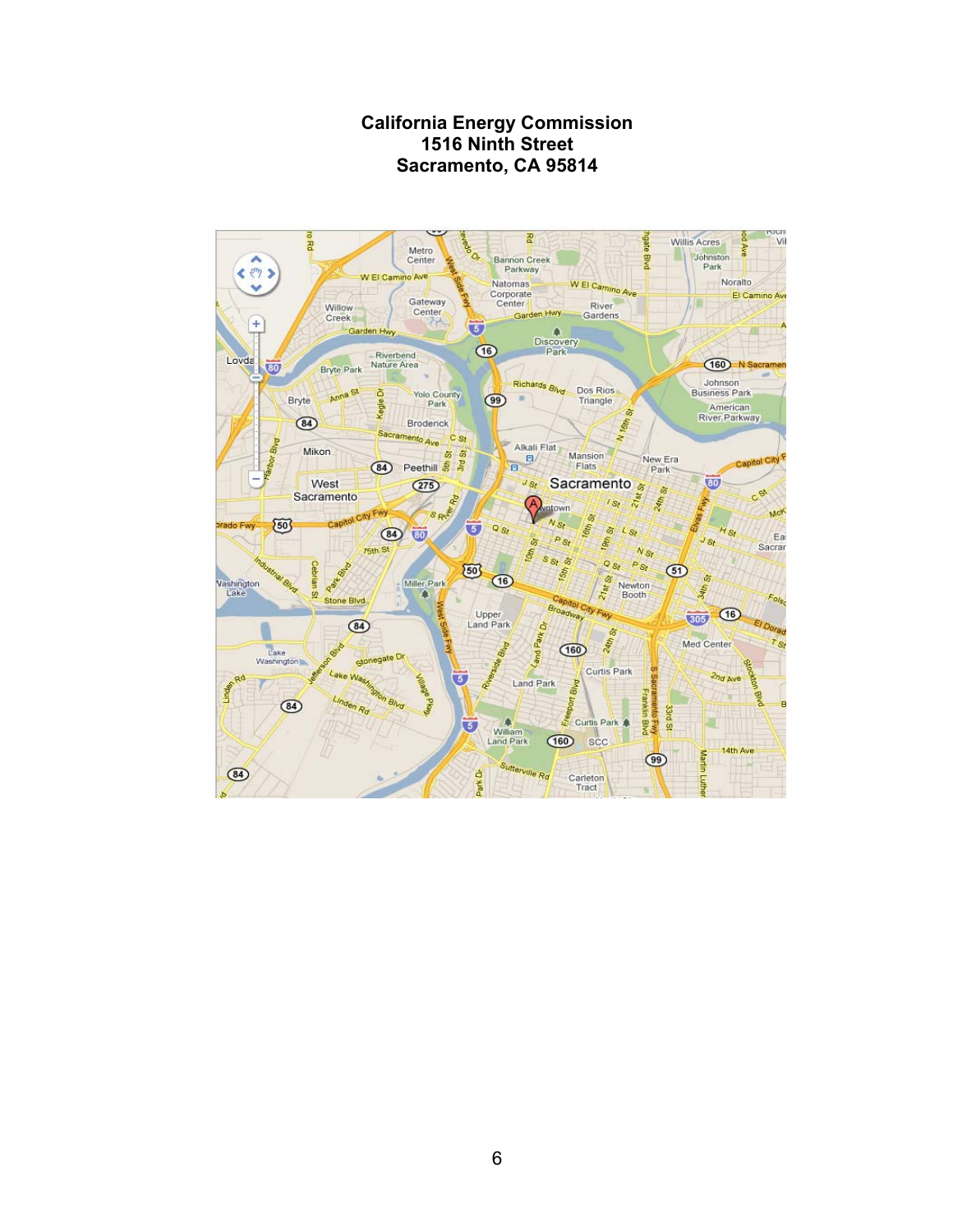**California Energy Commission**
**1516 Ninth Street**
**Sacramento, CA 95814**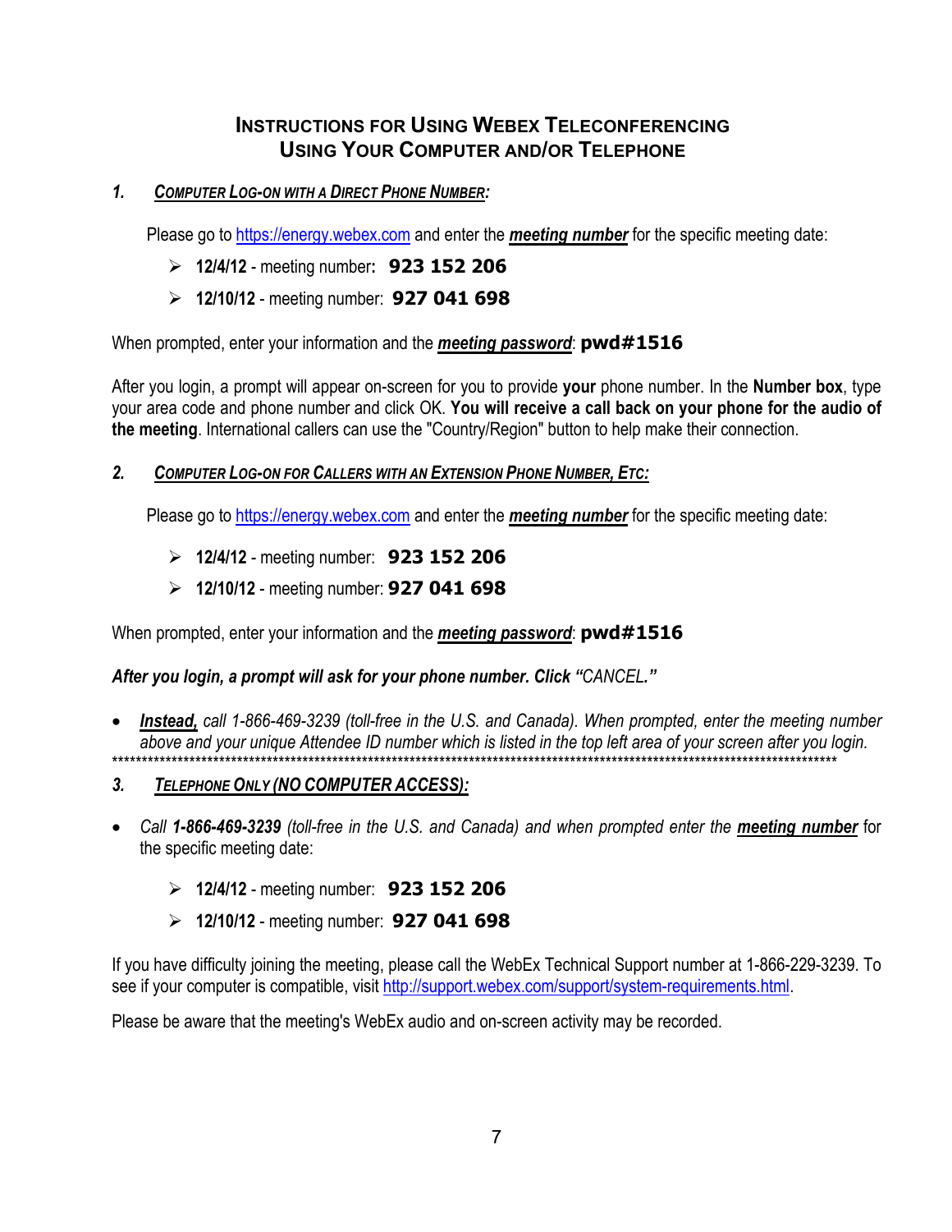## INSTRUCTIONS FOR USING WEBEX TELECONFERENCING USING YOUR COMPUTER AND/OR TELEPHONE

### 1. *COMPUTER LOG-ON WITH A DIRECT PHONE NUMBER:*

Please go to https://energy.webex.com and enter the ***meeting number*** for the specific meeting date:

- **12/4/12** - meeting number**: 923 152 206**
- **12/10/12** - meeting number: **927 041 698**

When prompted, enter your information and the ***meeting password***: **pwd#1516**

After you login, a prompt will appear on-screen for you to provide **your** phone number. In the **Number box**, type your area code and phone number and click OK. **You will receive a call back on your phone for the audio of the meeting**. International callers can use the "Country/Region" button to help make their connection.

### 2. *COMPUTER LOG-ON FOR CALLERS WITH AN EXTENSION PHONE NUMBER, ETC:*

Please go to https://energy.webex.com and enter the ***meeting number*** for the specific meeting date:

- **12/4/12** - meeting number: **923 152 206**
- **12/10/12** - meeting number: **927 041 698**

When prompted, enter your information and the ***meeting password***: **pwd#1516**

***After you login, a prompt will ask for your phone number. Click "****CANCEL.****"***

- ***Instead,*** *call 1-866-469-3239 (toll-free in the U.S. and Canada). When prompted, enter the meeting number above and your unique Attendee ID number which is listed in the top left area of your screen after you login.*

*************************************************************************************************************************

### 3. *TELEPHONE ONLY (NO COMPUTER ACCESS):*

- *Call* ***1-866-469-3239*** *(toll-free in the U.S. and Canada) and when prompted enter the* ***meeting number*** for the specific meeting date:
  - **12/4/12** - meeting number: **923 152 206**
  - **12/10/12** - meeting number: **927 041 698**

If you have difficulty joining the meeting, please call the WebEx Technical Support number at 1-866-229-3239. To see if your computer is compatible, visit http://support.webex.com/support/system-requirements.html.

Please be aware that the meeting's WebEx audio and on-screen activity may be recorded.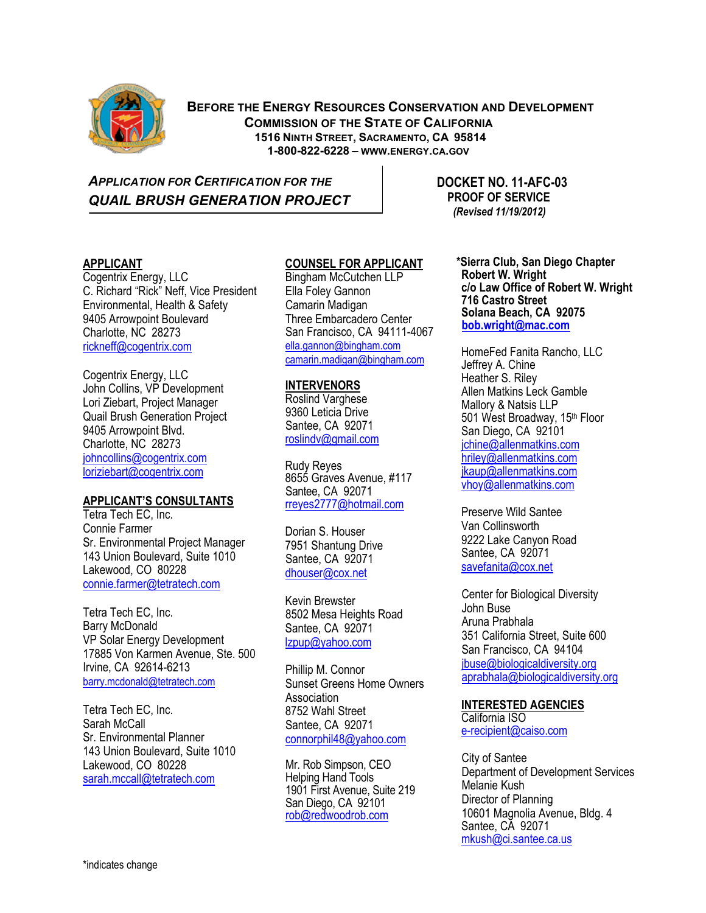**BEFORE THE ENERGY RESOURCES CONSERVATION AND DEVELOPMENT COMMISSION OF THE STATE OF CALIFORNIA**
**1516 NINTH STREET, SACRAMENTO, CA 95814**
**1-800-822-6228 – WWW.ENERGY.CA.GOV**

***APPLICATION FOR CERTIFICATION FOR THE QUAIL BRUSH GENERATION PROJECT***

**DOCKET NO. 11-AFC-03**
**PROOF OF SERVICE**
***(Revised 11/19/2012)***

**APPLICANT**
Cogentrix Energy, LLC
C. Richard "Rick" Neff, Vice President
Environmental, Health & Safety
9405 Arrowpoint Boulevard
Charlotte, NC 28273
rickneff@cogentrix.com

Cogentrix Energy, LLC
John Collins, VP Development
Lori Ziebart, Project Manager
Quail Brush Generation Project
9405 Arrowpoint Blvd.
Charlotte, NC 28273
johncollins@cogentrix.com
loriziebart@cogentrix.com

**APPLICANT'S CONSULTANTS**
Tetra Tech EC, Inc.
Connie Farmer
Sr. Environmental Project Manager
143 Union Boulevard, Suite 1010
Lakewood, CO 80228
connie.farmer@tetratech.com

Tetra Tech EC, Inc.
Barry McDonald
VP Solar Energy Development
17885 Von Karmen Avenue, Ste. 500
Irvine, CA 92614-6213
barry.mcdonald@tetratech.com

Tetra Tech EC, Inc.
Sarah McCall
Sr. Environmental Planner
143 Union Boulevard, Suite 1010
Lakewood, CO 80228
sarah.mccall@tetratech.com

**COUNSEL FOR APPLICANT**
Bingham McCutchen LLP
Ella Foley Gannon
Camarin Madigan
Three Embarcadero Center
San Francisco, CA 94111-4067
ella.gannon@bingham.com
camarin.madigan@bingham.com

**INTERVENORS**
Roslind Varghese
9360 Leticia Drive
Santee, CA 92071
roslindv@gmail.com

Rudy Reyes
8655 Graves Avenue, #117
Santee, CA 92071
rreyes2777@hotmail.com

Dorian S. Houser
7951 Shantung Drive
Santee, CA 92071
dhouser@cox.net

Kevin Brewster
8502 Mesa Heights Road
Santee, CA 92071
lzpup@yahoo.com

Phillip M. Connor
Sunset Greens Home Owners Association
8752 Wahl Street
Santee, CA 92071
connorphil48@yahoo.com

Mr. Rob Simpson, CEO
Helping Hand Tools
1901 First Avenue, Suite 219
San Diego, CA 92101
rob@redwoodrob.com

**\*Sierra Club, San Diego Chapter**
**Robert W. Wright**
**c/o Law Office of Robert W. Wright**
**716 Castro Street**
**Solana Beach, CA 92075**
**bob.wright@mac.com**

HomeFed Fanita Rancho, LLC
Jeffrey A. Chine
Heather S. Riley
Allen Matkins Leck Gamble
Mallory & Natsis LLP
501 West Broadway, 15th Floor
San Diego, CA 92101
jchine@allenmatkins.com
hriley@allenmatkins.com
jkaup@allenmatkins.com
vhoy@allenmatkins.com

Preserve Wild Santee
Van Collinsworth
9222 Lake Canyon Road
Santee, CA 92071
savefanita@cox.net

Center for Biological Diversity
John Buse
Aruna Prabhala
351 California Street, Suite 600
San Francisco, CA 94104
jbuse@biologicaldiversity.org
aprabhala@biologicaldiversity.org

**INTERESTED AGENCIES**
California ISO
e-recipient@caiso.com

City of Santee
Department of Development Services
Melanie Kush
Director of Planning
10601 Magnolia Avenue, Bldg. 4
Santee, CA 92071
mkush@ci.santee.ca.us

*indicates change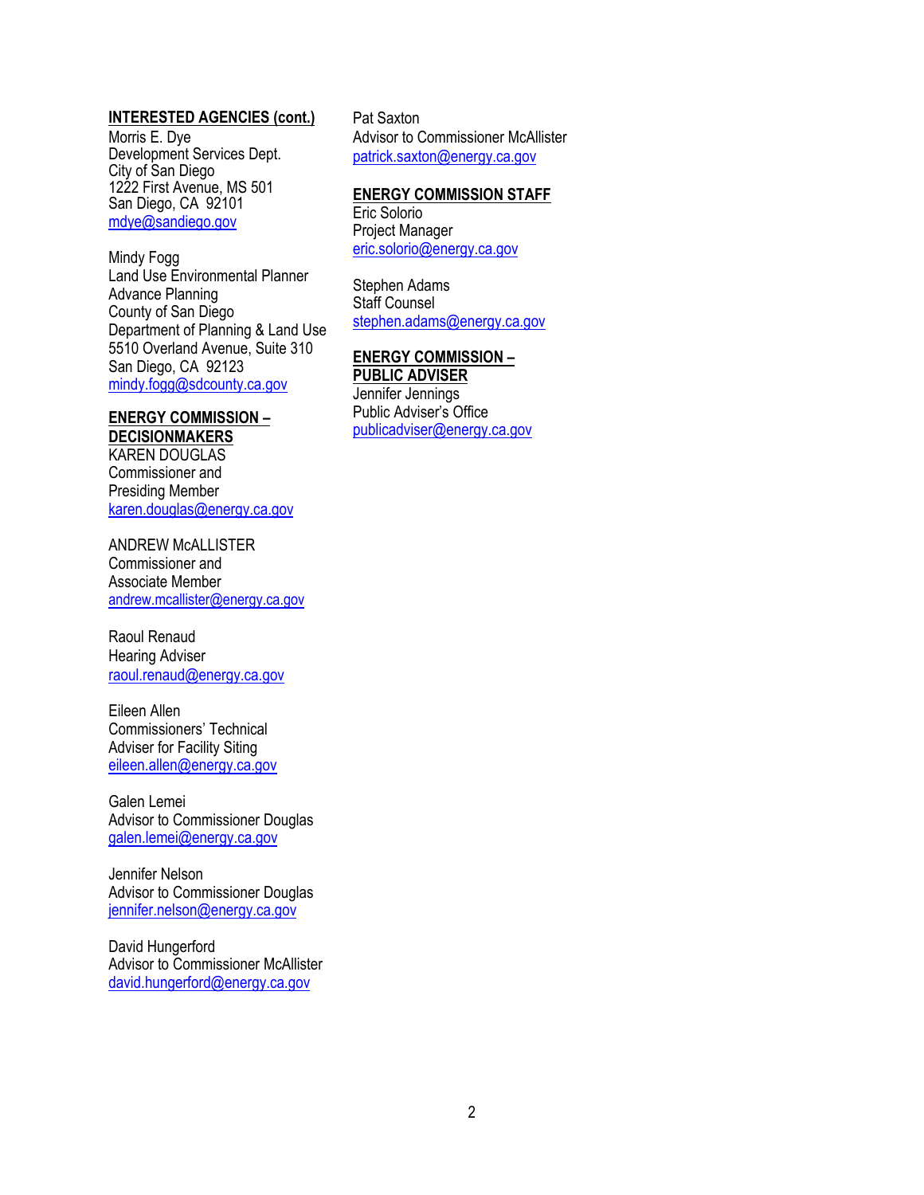**INTERESTED AGENCIES (cont.)**

Morris E. Dye
Development Services Dept.
City of San Diego
1222 First Avenue, MS 501
San Diego, CA 92101
mdye@sandiego.gov

Mindy Fogg
Land Use Environmental Planner
Advance Planning
County of San Diego
Department of Planning & Land Use
5510 Overland Avenue, Suite 310
San Diego, CA 92123
mindy.fogg@sdcounty.ca.gov

**ENERGY COMMISSION – DECISIONMAKERS**

KAREN DOUGLAS
Commissioner and
Presiding Member
karen.douglas@energy.ca.gov

ANDREW McALLISTER
Commissioner and
Associate Member
andrew.mcallister@energy.ca.gov

Raoul Renaud
Hearing Adviser
raoul.renaud@energy.ca.gov

Eileen Allen
Commissioners' Technical
Adviser for Facility Siting
eileen.allen@energy.ca.gov

Galen Lemei
Advisor to Commissioner Douglas
galen.lemei@energy.ca.gov

Jennifer Nelson
Advisor to Commissioner Douglas
jennifer.nelson@energy.ca.gov

David Hungerford
Advisor to Commissioner McAllister
david.hungerford@energy.ca.gov

Pat Saxton
Advisor to Commissioner McAllister
patrick.saxton@energy.ca.gov

**ENERGY COMMISSION STAFF**

Eric Solorio
Project Manager
eric.solorio@energy.ca.gov

Stephen Adams
Staff Counsel
stephen.adams@energy.ca.gov

**ENERGY COMMISSION – PUBLIC ADVISER**

Jennifer Jennings
Public Adviser's Office
publicadviser@energy.ca.gov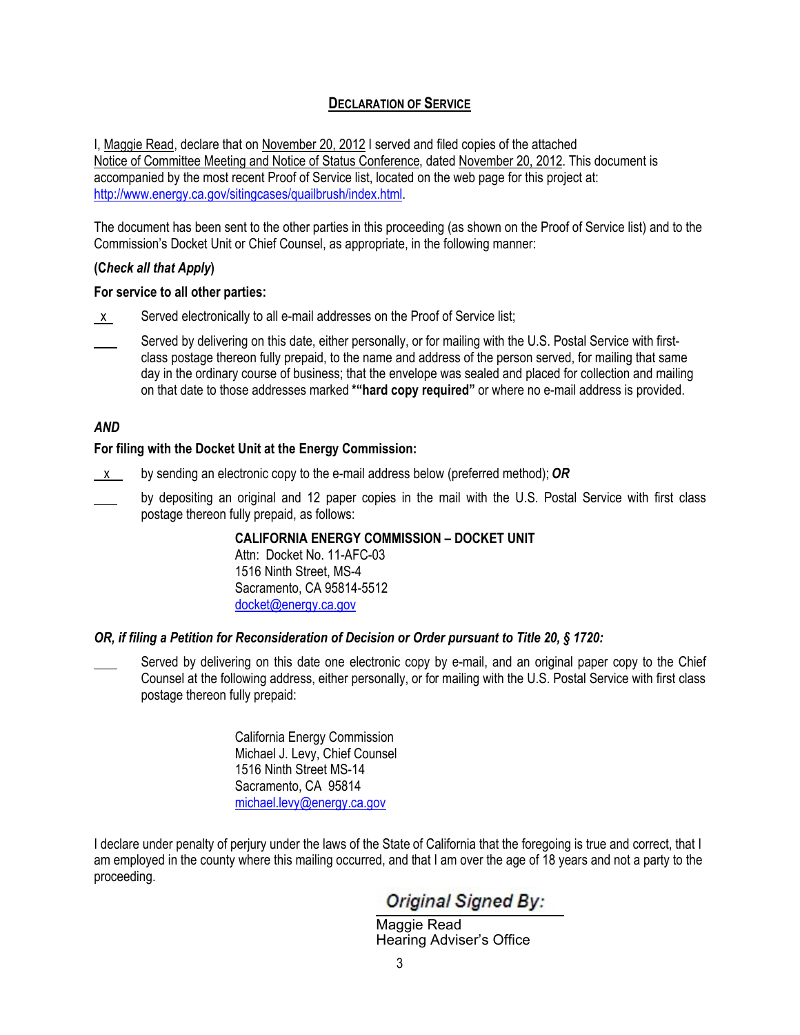## DECLARATION OF SERVICE

I, Maggie Read, declare that on November 20, 2012 I served and filed copies of the attached Notice of Committee Meeting and Notice of Status Conference, dated November 20, 2012. This document is accompanied by the most recent Proof of Service list, located on the web page for this project at: http://www.energy.ca.gov/sitingcases/quailbrush/index.html.

The document has been sent to the other parties in this proceeding (as shown on the Proof of Service list) and to the Commission's Docket Unit or Chief Counsel, as appropriate, in the following manner:

**(C*heck all that Apply*)**

**For service to all other parties:**

_x_ Served electronically to all e-mail addresses on the Proof of Service list;

___ Served by delivering on this date, either personally, or for mailing with the U.S. Postal Service with first-class postage thereon fully prepaid, to the name and address of the person served, for mailing that same day in the ordinary course of business; that the envelope was sealed and placed for collection and mailing on that date to those addresses marked **"hard copy required"** or where no e-mail address is provided.

***AND***

**For filing with the Docket Unit at the Energy Commission:**

_x_ by sending an electronic copy to the e-mail address below (preferred method); ***OR***

___ by depositing an original and 12 paper copies in the mail with the U.S. Postal Service with first class postage thereon fully prepaid, as follows:

> **CALIFORNIA ENERGY COMMISSION – DOCKET UNIT**
> Attn: Docket No. 11-AFC-03
> 1516 Ninth Street, MS-4
> Sacramento, CA 95814-5512
> docket@energy.ca.gov

***OR, if filing a Petition for Reconsideration of Decision or Order pursuant to Title 20, § 1720:***

___ Served by delivering on this date one electronic copy by e-mail, and an original paper copy to the Chief Counsel at the following address, either personally, or for mailing with the U.S. Postal Service with first class postage thereon fully prepaid:

> California Energy Commission
> Michael J. Levy, Chief Counsel
> 1516 Ninth Street MS-14
> Sacramento, CA 95814
> michael.levy@energy.ca.gov

I declare under penalty of perjury under the laws of the State of California that the foregoing is true and correct, that I am employed in the county where this mailing occurred, and that I am over the age of 18 years and not a party to the proceeding.

*Original Signed By:*

Maggie Read
Hearing Adviser's Office